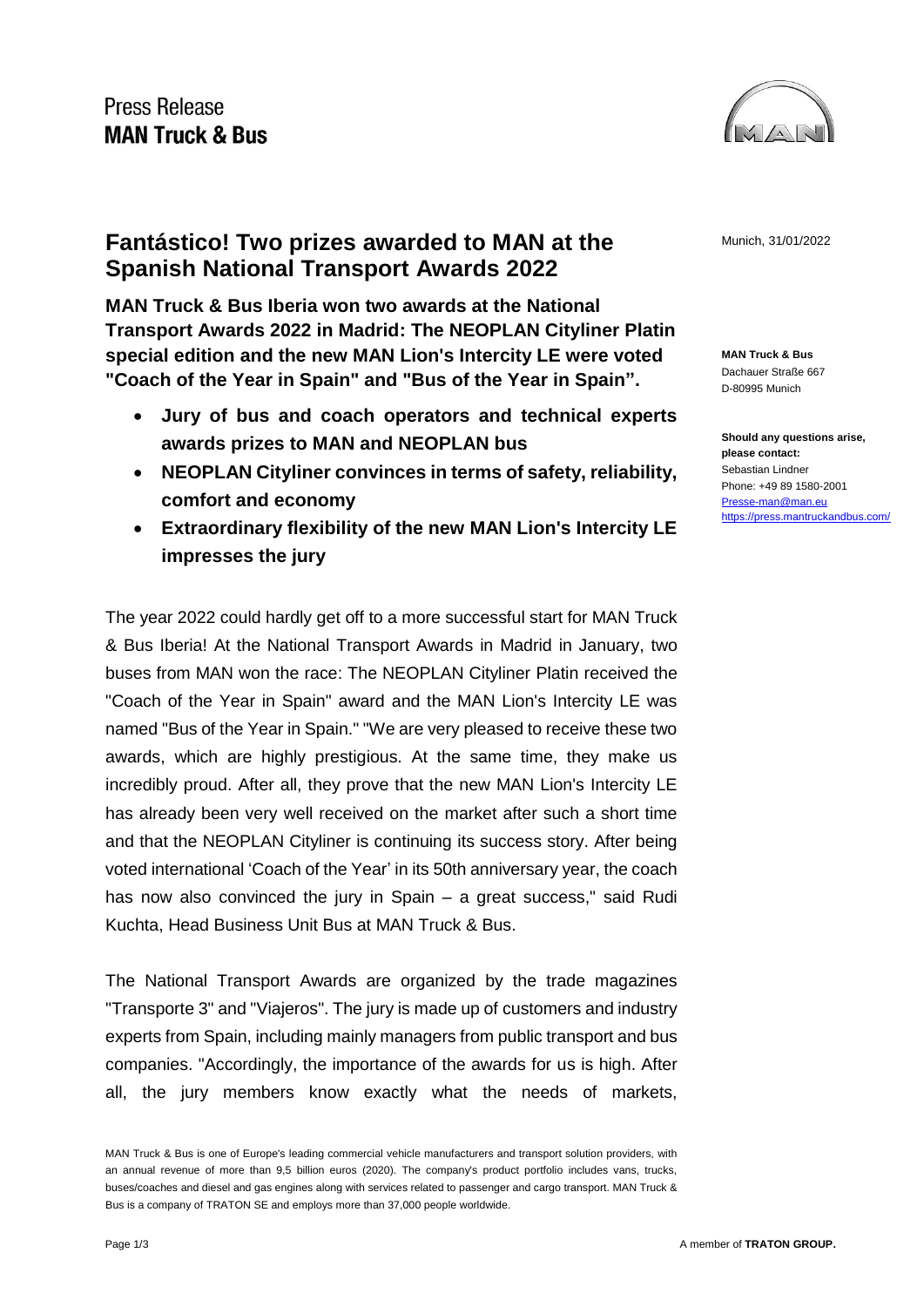Press Release
**MAN Truck & Bus**

Munich, 31/01/2022

**MAN Truck & Bus**
Dachauer Straße 667
D-80995 Munich

**Should any questions arise, please contact:**
Sebastian Lindner
Phone: +49 89 1580-2001
Presse-man@man.eu
https://press.mantruckandbus.com/

# Fantástico! Two prizes awarded to MAN at the Spanish National Transport Awards 2022

**MAN Truck & Bus Iberia won two awards at the National Transport Awards 2022 in Madrid: The NEOPLAN Cityliner Platin special edition and the new MAN Lion's Intercity LE were voted "Coach of the Year in Spain" and "Bus of the Year in Spain".**

- **Jury of bus and coach operators and technical experts awards prizes to MAN and NEOPLAN bus**
- **NEOPLAN Cityliner convinces in terms of safety, reliability, comfort and economy**
- **Extraordinary flexibility of the new MAN Lion's Intercity LE impresses the jury**

The year 2022 could hardly get off to a more successful start for MAN Truck & Bus Iberia! At the National Transport Awards in Madrid in January, two buses from MAN won the race: The NEOPLAN Cityliner Platin received the "Coach of the Year in Spain" award and the MAN Lion's Intercity LE was named "Bus of the Year in Spain." "We are very pleased to receive these two awards, which are highly prestigious. At the same time, they make us incredibly proud. After all, they prove that the new MAN Lion's Intercity LE has already been very well received on the market after such a short time and that the NEOPLAN Cityliner is continuing its success story. After being voted international 'Coach of the Year' in its 50th anniversary year, the coach has now also convinced the jury in Spain – a great success," said Rudi Kuchta, Head Business Unit Bus at MAN Truck & Bus.

The National Transport Awards are organized by the trade magazines "Transporte 3" and "Viajeros". The jury is made up of customers and industry experts from Spain, including mainly managers from public transport and bus companies. "Accordingly, the importance of the awards for us is high. After all, the jury members know exactly what the needs of markets,

MAN Truck & Bus is one of Europe's leading commercial vehicle manufacturers and transport solution providers, with an annual revenue of more than 9,5 billion euros (2020). The company's product portfolio includes vans, trucks, buses/coaches and diesel and gas engines along with services related to passenger and cargo transport. MAN Truck & Bus is a company of TRATON SE and employs more than 37,000 people worldwide.

A member of **TRATON GROUP.**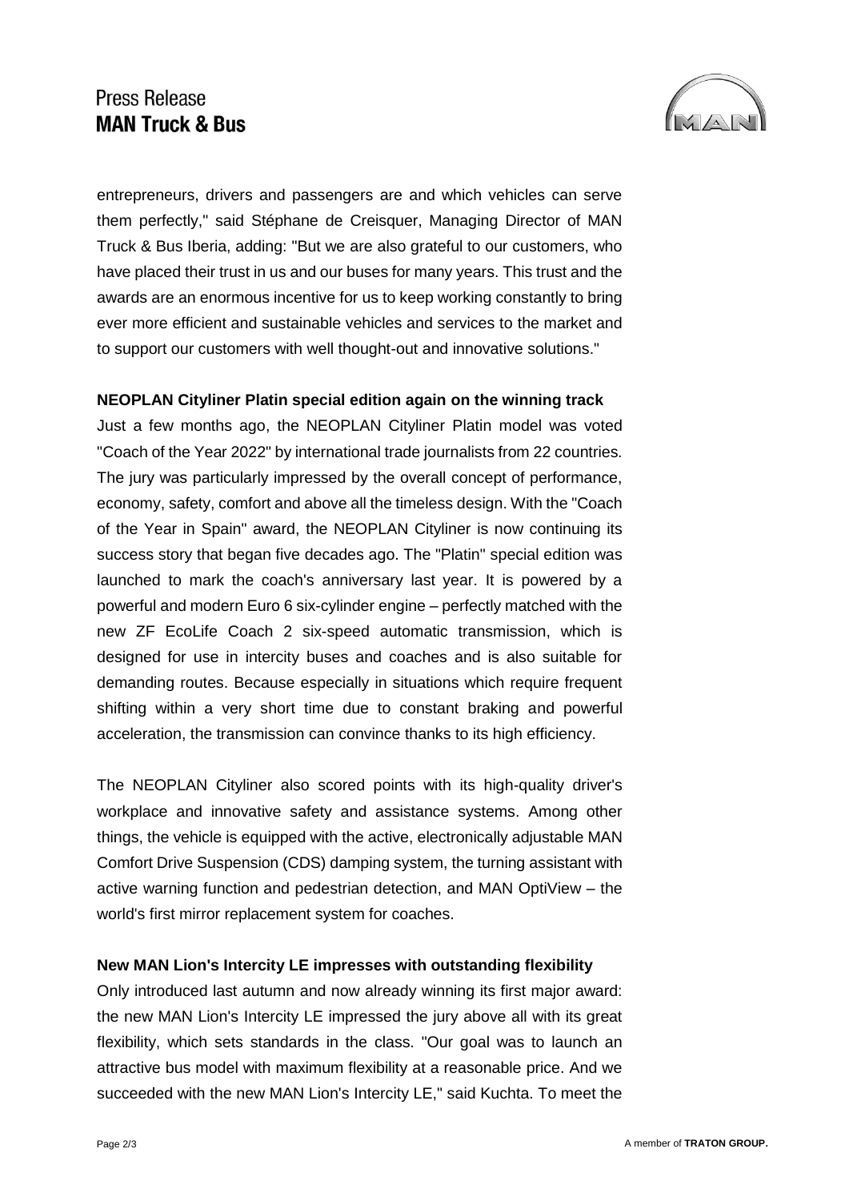entrepreneurs, drivers and passengers are and which vehicles can serve them perfectly," said Stéphane de Creisquer, Managing Director of MAN Truck & Bus Iberia, adding: "But we are also grateful to our customers, who have placed their trust in us and our buses for many years. This trust and the awards are an enormous incentive for us to keep working constantly to bring ever more efficient and sustainable vehicles and services to the market and to support our customers with well thought-out and innovative solutions."

**NEOPLAN Cityliner Platin special edition again on the winning track**

Just a few months ago, the NEOPLAN Cityliner Platin model was voted "Coach of the Year 2022" by international trade journalists from 22 countries. The jury was particularly impressed by the overall concept of performance, economy, safety, comfort and above all the timeless design. With the "Coach of the Year in Spain" award, the NEOPLAN Cityliner is now continuing its success story that began five decades ago. The "Platin" special edition was launched to mark the coach's anniversary last year. It is powered by a powerful and modern Euro 6 six-cylinder engine – perfectly matched with the new ZF EcoLife Coach 2 six-speed automatic transmission, which is designed for use in intercity buses and coaches and is also suitable for demanding routes. Because especially in situations which require frequent shifting within a very short time due to constant braking and powerful acceleration, the transmission can convince thanks to its high efficiency.

The NEOPLAN Cityliner also scored points with its high-quality driver's workplace and innovative safety and assistance systems. Among other things, the vehicle is equipped with the active, electronically adjustable MAN Comfort Drive Suspension (CDS) damping system, the turning assistant with active warning function and pedestrian detection, and MAN OptiView – the world's first mirror replacement system for coaches.

**New MAN Lion's Intercity LE impresses with outstanding flexibility**

Only introduced last autumn and now already winning its first major award: the new MAN Lion's Intercity LE impressed the jury above all with its great flexibility, which sets standards in the class. "Our goal was to launch an attractive bus model with maximum flexibility at a reasonable price. And we succeeded with the new MAN Lion's Intercity LE," said Kuchta. To meet the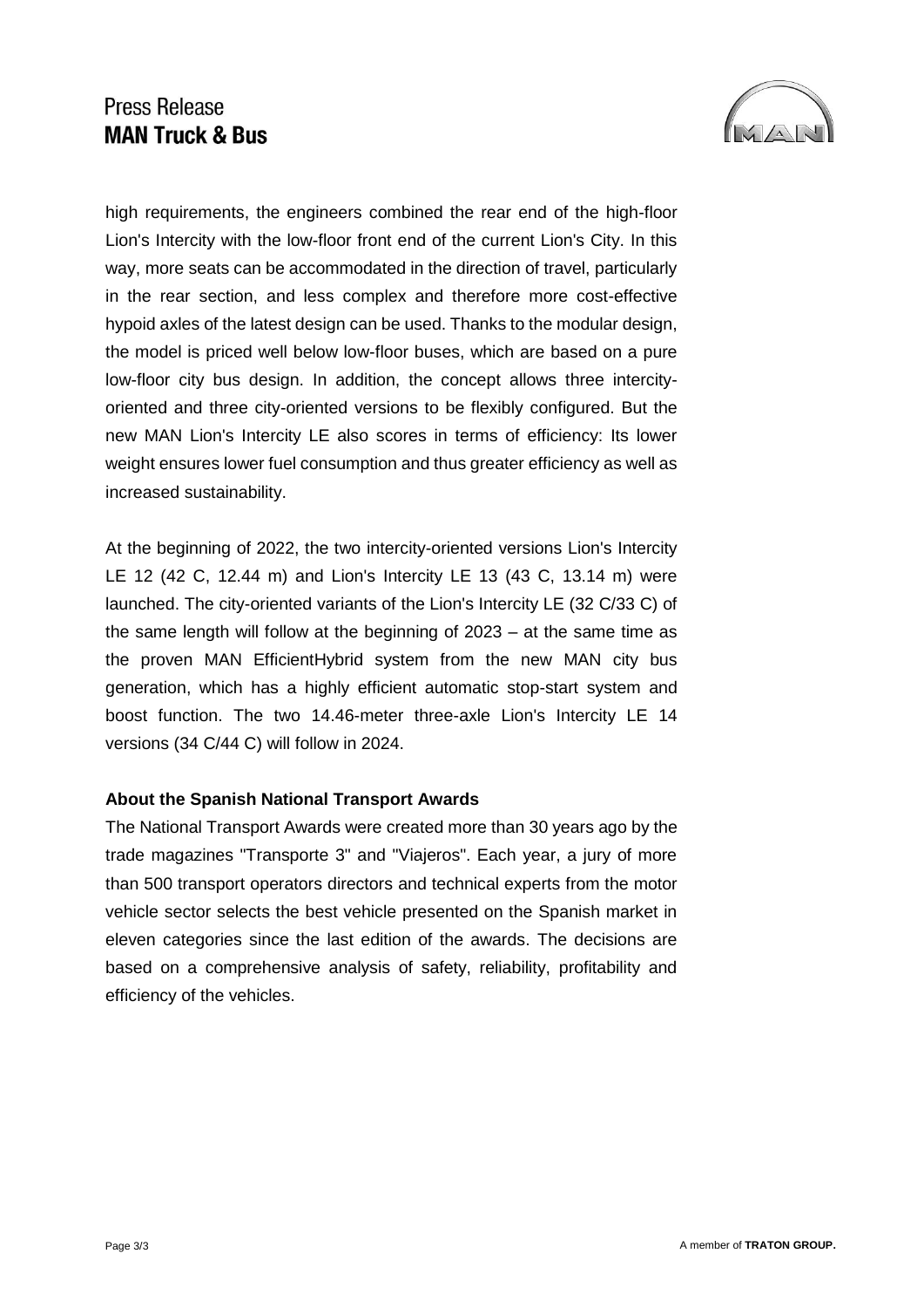high requirements, the engineers combined the rear end of the high-floor Lion's Intercity with the low-floor front end of the current Lion's City. In this way, more seats can be accommodated in the direction of travel, particularly in the rear section, and less complex and therefore more cost-effective hypoid axles of the latest design can be used. Thanks to the modular design, the model is priced well below low-floor buses, which are based on a pure low-floor city bus design. In addition, the concept allows three intercity-oriented and three city-oriented versions to be flexibly configured. But the new MAN Lion's Intercity LE also scores in terms of efficiency: Its lower weight ensures lower fuel consumption and thus greater efficiency as well as increased sustainability.

At the beginning of 2022, the two intercity-oriented versions Lion's Intercity LE 12 (42 C, 12.44 m) and Lion's Intercity LE 13 (43 C, 13.14 m) were launched. The city-oriented variants of the Lion's Intercity LE (32 C/33 C) of the same length will follow at the beginning of 2023 – at the same time as the proven MAN EfficientHybrid system from the new MAN city bus generation, which has a highly efficient automatic stop-start system and boost function. The two 14.46-meter three-axle Lion's Intercity LE 14 versions (34 C/44 C) will follow in 2024.

**About the Spanish National Transport Awards**

The National Transport Awards were created more than 30 years ago by the trade magazines "Transporte 3" and "Viajeros". Each year, a jury of more than 500 transport operators directors and technical experts from the motor vehicle sector selects the best vehicle presented on the Spanish market in eleven categories since the last edition of the awards. The decisions are based on a comprehensive analysis of safety, reliability, profitability and efficiency of the vehicles.